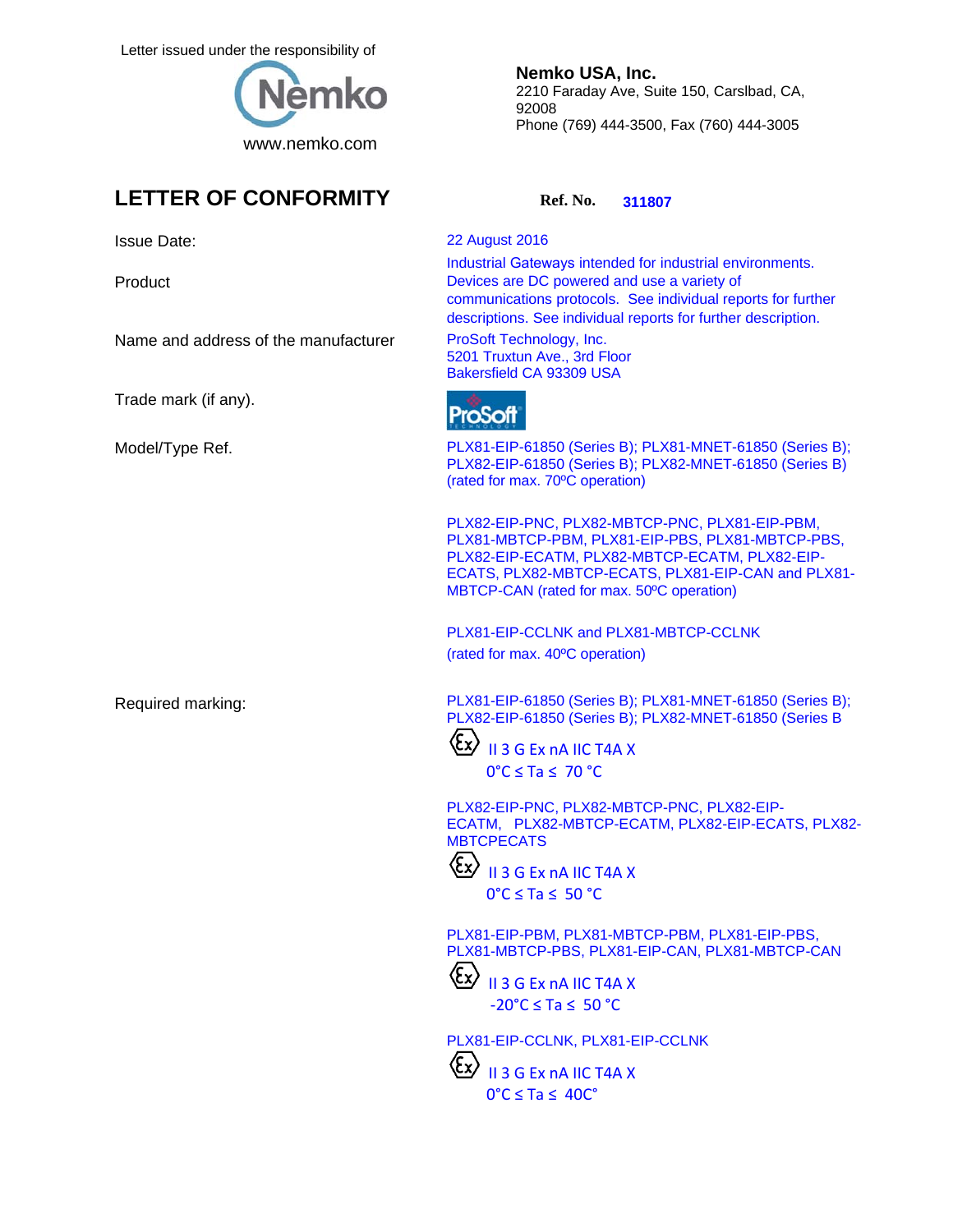Letter issued under the responsibility of

Nemko

www.nemko.com

**Nemko USA, Inc.**
2210 Faraday Ave, Suite 150, Carslbad, CA, 92008
Phone (769) 444-3500, Fax (760) 444-3005

# LETTER OF CONFORMITY

**Ref. No.** **311807**

| | |
|---|---|
| Issue Date: | 22 August 2016 |
| Product | Industrial Gateways intended for industrial environments. Devices are DC powered and use a variety of communications protocols. See individual reports for further descriptions. See individual reports for further description. |
| Name and address of the manufacturer | ProSoft Technology, Inc.<br>5201 Truxtun Ave., 3rd Floor<br>Bakersfield CA 93309 USA |
| Trade mark (if any). | ProSoft TECHNOLOGY |
| Model/Type Ref. | PLX81-EIP-61850 (Series B); PLX81-MNET-61850 (Series B); PLX82-EIP-61850 (Series B); PLX82-MNET-61850 (Series B) (rated for max. 70ºC operation)<br><br>PLX82-EIP-PNC, PLX82-MBTCP-PNC, PLX81-EIP-PBM, PLX81-MBTCP-PBM, PLX81-EIP-PBS, PLX81-MBTCP-PBS, PLX82-EIP-ECATM, PLX82-MBTCP-ECATM, PLX82-EIP-ECATS, PLX82-MBTCP-ECATS, PLX81-EIP-CAN and PLX81-MBTCP-CAN (rated for max. 50ºC operation)<br><br>PLX81-EIP-CCLNK and PLX81-MBTCP-CCLNK (rated for max. 40ºC operation) |
| Required marking: | PLX81-EIP-61850 (Series B); PLX81-MNET-61850 (Series B); PLX82-EIP-61850 (Series B); PLX82-MNET-61850 (Series B<br>Ex II 3 G Ex nA IIC T4A X<br>0°C ≤ Ta ≤ 70 °C<br><br>PLX82-EIP-PNC, PLX82-MBTCP-PNC, PLX82-EIP-ECATM, PLX82-MBTCP-ECATM, PLX82-EIP-ECATS, PLX82-MBTCPECATS<br>Ex II 3 G Ex nA IIC T4A X<br>0°C ≤ Ta ≤ 50 °C<br><br>PLX81-EIP-PBM, PLX81-MBTCP-PBM, PLX81-EIP-PBS, PLX81-MBTCP-PBS, PLX81-EIP-CAN, PLX81-MBTCP-CAN<br>Ex II 3 G Ex nA IIC T4A X<br>-20°C ≤ Ta ≤ 50 °C<br><br>PLX81-EIP-CCLNK, PLX81-EIP-CCLNK<br>Ex II 3 G Ex nA IIC T4A X<br>0°C ≤ Ta ≤ 40C° |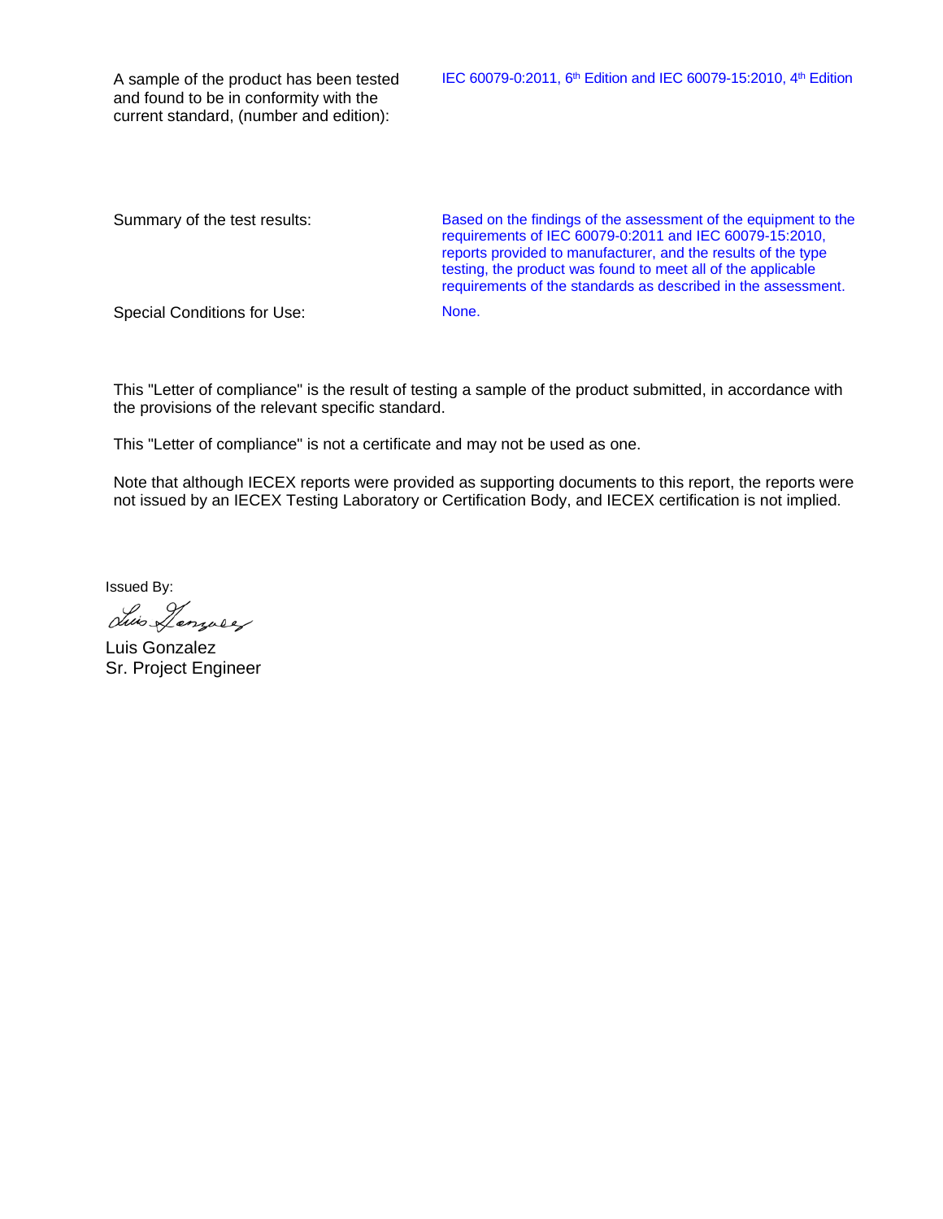| | |
|---|---|
| A sample of the product has been tested and found to be in conformity with the current standard, (number and edition): | IEC 60079-0:2011, 6th Edition and IEC 60079-15:2010, 4th Edition |
| Summary of the test results: | Based on the findings of the assessment of the equipment to the requirements of IEC 60079-0:2011 and IEC 60079-15:2010, reports provided to manufacturer, and the results of the type testing, the product was found to meet all of the applicable requirements of the standards as described in the assessment. |
| Special Conditions for Use: | None. |

This "Letter of compliance" is the result of testing a sample of the product submitted, in accordance with the provisions of the relevant specific standard.

This "Letter of compliance" is not a certificate and may not be used as one.

Note that although IECEX reports were provided as supporting documents to this report, the reports were not issued by an IECEX Testing Laboratory or Certification Body, and IECEX certification is not implied.

Issued By:

Luis Gonzalez
Sr. Project Engineer